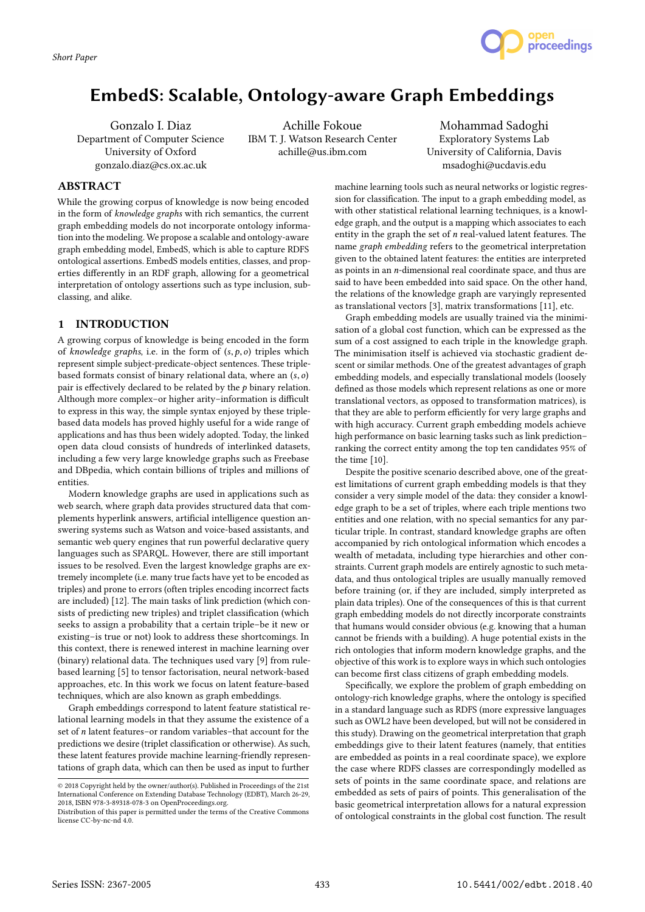Short Paper

# EmbedS: Scalable, Ontology-aware Graph Embeddings

Gonzalo I. Diaz
Department of Computer Science
University of Oxford
gonzalo.diaz@cs.ox.ac.uk

Achille Fokoue
IBM T. J. Watson Research Center
achille@us.ibm.com

Mohammad Sadoghi
Exploratory Systems Lab
University of California, Davis
msadoghi@ucdavis.edu

## ABSTRACT

While the growing corpus of knowledge is now being encoded in the form of *knowledge graphs* with rich semantics, the current graph embedding models do not incorporate ontology information into the modeling. We propose a scalable and ontology-aware graph embedding model, EmbedS, which is able to capture RDFS ontological assertions. EmbedS models entities, classes, and properties differently in an RDF graph, allowing for a geometrical interpretation of ontology assertions such as type inclusion, subclassing, and alike.

## 1 INTRODUCTION

A growing corpus of knowledge is being encoded in the form of *knowledge graphs*, i.e. in the form of $(s, p, o)$ triples which represent simple subject-predicate-object sentences. These triple-based formats consist of binary relational data, where an $(s, o)$ pair is effectively declared to be related by the $p$ binary relation. Although more complex–or higher arity–information is difficult to express in this way, the simple syntax enjoyed by these triple-based data models has proved highly useful for a wide range of applications and has thus been widely adopted. Today, the linked open data cloud consists of hundreds of interlinked datasets, including a few very large knowledge graphs such as Freebase and DBpedia, which contain billions of triples and millions of entities.

Modern knowledge graphs are used in applications such as web search, where graph data provides structured data that complements hyperlink answers, artificial intelligence question answering systems such as Watson and voice-based assistants, and semantic web query engines that run powerful declarative query languages such as SPARQL. However, there are still important issues to be resolved. Even the largest knowledge graphs are extremely incomplete (i.e. many true facts have yet to be encoded as triples) and prone to errors (often triples encoding incorrect facts are included) [12]. The main tasks of link prediction (which consists of predicting new triples) and triplet classification (which seeks to assign a probability that a certain triple–be it new or existing–is true or not) look to address these shortcomings. In this context, there is renewed interest in machine learning over (binary) relational data. The techniques used vary [9] from rule-based learning [5] to tensor factorisation, neural network-based approaches, etc. In this work we focus on latent feature-based techniques, which are also known as graph embeddings.

Graph embeddings correspond to latent feature statistical relational learning models in that they assume the existence of a set of $n$ latent features–or random variables–that account for the predictions we desire (triplet classification or otherwise). As such, these latent features provide machine learning-friendly representations of graph data, which can then be used as input to further machine learning tools such as neural networks or logistic regression for classification. The input to a graph embedding model, as with other statistical relational learning techniques, is a knowledge graph, and the output is a mapping which associates to each entity in the graph the set of $n$ real-valued latent features. The name *graph embedding* refers to the geometrical interpretation given to the obtained latent features: the entities are interpreted as points in an $n$-dimensional real coordinate space, and thus are said to have been embedded into said space. On the other hand, the relations of the knowledge graph are varyingly represented as translational vectors [3], matrix transformations [11], etc.

Graph embedding models are usually trained via the minimisation of a global cost function, which can be expressed as the sum of a cost assigned to each triple in the knowledge graph. The minimisation itself is achieved via stochastic gradient descent or similar methods. One of the greatest advantages of graph embedding models, and especially translational models (loosely defined as those models which represent relations as one or more translational vectors, as opposed to transformation matrices), is that they are able to perform efficiently for very large graphs and with high accuracy. Current graph embedding models achieve high performance on basic learning tasks such as link prediction–ranking the correct entity among the top ten candidates 95% of the time [10].

Despite the positive scenario described above, one of the greatest limitations of current graph embedding models is that they consider a very simple model of the data: they consider a knowledge graph to be a set of triples, where each triple mentions two entities and one relation, with no special semantics for any particular triple. In contrast, standard knowledge graphs are often accompanied by rich ontological information which encodes a wealth of metadata, including type hierarchies and other constraints. Current graph models are entirely agnostic to such metadata, and thus ontological triples are usually manually removed before training (or, if they are included, simply interpreted as plain data triples). One of the consequences of this is that current graph embedding models do not directly incorporate constraints that humans would consider obvious (e.g. knowing that a human cannot be friends with a building). A huge potential exists in the rich ontologies that inform modern knowledge graphs, and the objective of this work is to explore ways in which such ontologies can become first class citizens of graph embedding models.

Specifically, we explore the problem of graph embedding on ontology-rich knowledge graphs, where the ontology is specified in a standard language such as RDFS (more expressive languages such as OWL2 have been developed, but will not be considered in this study). Drawing on the geometrical interpretation that graph embeddings give to their latent features (namely, that entities are embedded as points in a real coordinate space), we explore the case where RDFS classes are correspondingly modelled as sets of points in the same coordinate space, and relations are embedded as sets of pairs of points. This generalisation of the basic geometrical interpretation allows for a natural expression of ontological constraints in the global cost function. The result

© 2018 Copyright held by the owner/author(s). Published in Proceedings of the 21st International Conference on Extending Database Technology (EDBT), March 26-29, 2018, ISBN 978-3-89318-078-3 on OpenProceedings.org.
Distribution of this paper is permitted under the terms of the Creative Commons license CC-by-nc-nd 4.0.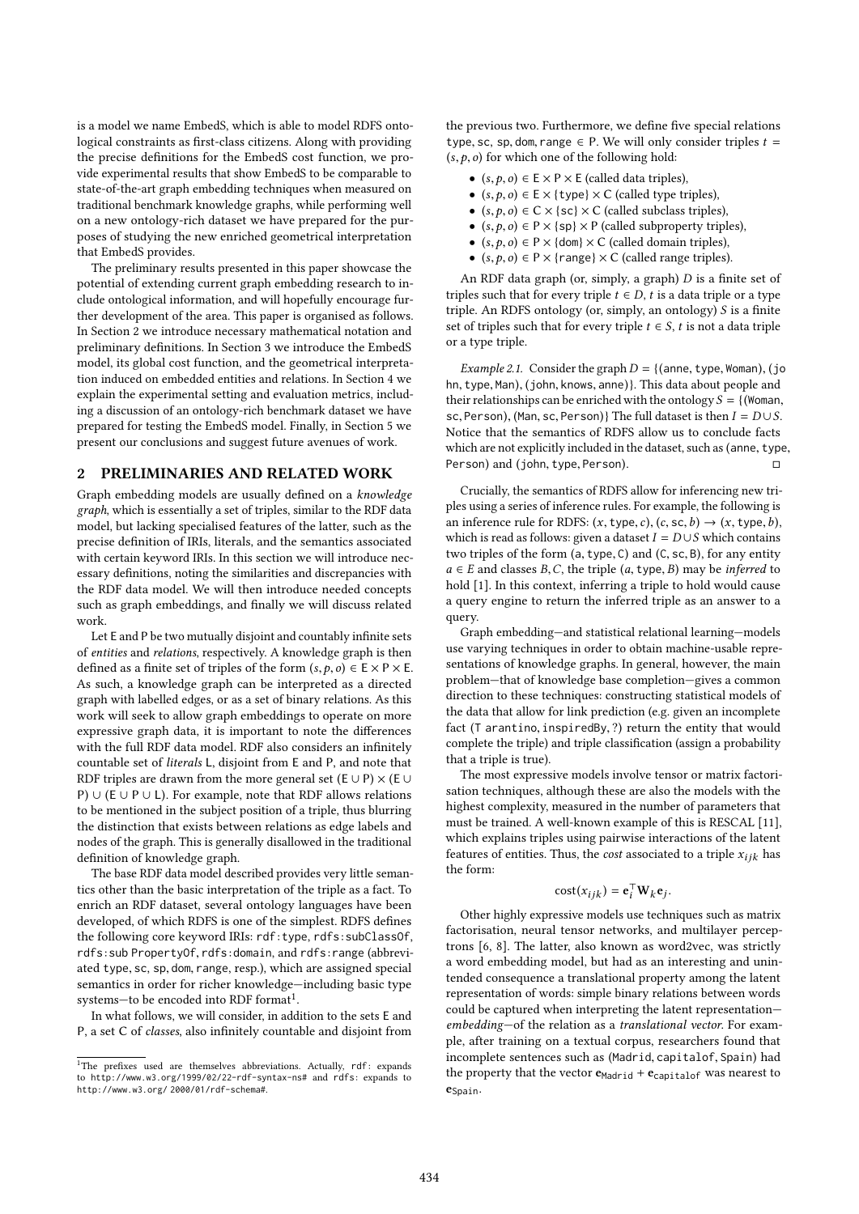is a model we name EmbedS, which is able to model RDFS ontological constraints as first-class citizens. Along with providing the precise definitions for the EmbedS cost function, we provide experimental results that show EmbedS to be comparable to state-of-the-art graph embedding techniques when measured on traditional benchmark knowledge graphs, while performing well on a new ontology-rich dataset we have prepared for the purposes of studying the new enriched geometrical interpretation that EmbedS provides.

The preliminary results presented in this paper showcase the potential of extending current graph embedding research to include ontological information, and will hopefully encourage further development of the area. This paper is organised as follows. In Section 2 we introduce necessary mathematical notation and preliminary definitions. In Section 3 we introduce the EmbedS model, its global cost function, and the geometrical interpretation induced on embedded entities and relations. In Section 4 we explain the experimental setting and evaluation metrics, including a discussion of an ontology-rich benchmark dataset we have prepared for testing the EmbedS model. Finally, in Section 5 we present our conclusions and suggest future avenues of work.

## 2 PRELIMINARIES AND RELATED WORK

Graph embedding models are usually defined on a *knowledge graph*, which is essentially a set of triples, similar to the RDF data model, but lacking specialised features of the latter, such as the precise definition of IRIs, literals, and the semantics associated with certain keyword IRIs. In this section we will introduce necessary definitions, noting the similarities and discrepancies with the RDF data model. We will then introduce needed concepts such as graph embeddings, and finally we will discuss related work.

Let $\mathsf{E}$ and $\mathsf{P}$ be two mutually disjoint and countably infinite sets of *entities* and *relations*, respectively. A knowledge graph is then defined as a finite set of triples of the form $(s, p, o) \in \mathsf{E} \times \mathsf{P} \times \mathsf{E}$. As such, a knowledge graph can be interpreted as a directed graph with labelled edges, or as a set of binary relations. As this work will seek to allow graph embeddings to operate on more expressive graph data, it is important to note the differences with the full RDF data model. RDF also considers an infinitely countable set of *literals* $\mathsf{L}$, disjoint from $\mathsf{E}$ and $\mathsf{P}$, and note that RDF triples are drawn from the more general set $(\mathsf{E} \cup \mathsf{P}) \times (\mathsf{E} \cup \mathsf{P}) \cup (\mathsf{E} \cup \mathsf{P} \cup \mathsf{L})$. For example, note that RDF allows relations to be mentioned in the subject position of a triple, thus blurring the distinction that exists between relations as edge labels and nodes of the graph. This is generally disallowed in the traditional definition of knowledge graph.

The base RDF data model described provides very little semantics other than the basic interpretation of the triple as a fact. To enrich an RDF dataset, several ontology languages have been developed, of which RDFS is one of the simplest. RDFS defines the following core keyword IRIs: `rdf:type`, `rdfs:subClassOf`, `rdfs:sub PropertyOf`, `rdfs:domain`, and `rdfs:range` (abbreviated `type`, `sc`, `sp`, `dom`, `range`, resp.), which are assigned special semantics in order for richer knowledge—including basic type systems—to be encoded into RDF format[1].

In what follows, we will consider, in addition to the sets $\mathsf{E}$ and $\mathsf{P}$, a set $\mathsf{C}$ of *classes*, also infinitely countable and disjoint from the previous two. Furthermore, we define five special relations $\mathsf{type}, \mathsf{sc}, \mathsf{sp}, \mathsf{dom}, \mathsf{range} \in \mathsf{P}$. We will only consider triples $t = (s, p, o)$ for which one of the following hold:

- $(s, p, o) \in \mathsf{E} \times \mathsf{P} \times \mathsf{E}$ (called data triples),
- $(s, p, o) \in \mathsf{E} \times \{\mathsf{type}\} \times \mathsf{C}$ (called type triples),
- $(s, p, o) \in \mathsf{C} \times \{\mathsf{sc}\} \times \mathsf{C}$ (called subclass triples),
- $(s, p, o) \in \mathsf{P} \times \{\mathsf{sp}\} \times \mathsf{P}$ (called subproperty triples),
- $(s, p, o) \in \mathsf{P} \times \{\mathsf{dom}\} \times \mathsf{C}$ (called domain triples),
- $(s, p, o) \in \mathsf{P} \times \{\mathsf{range}\} \times \mathsf{C}$ (called range triples).

An RDF data graph (or, simply, a graph) $D$ is a finite set of triples such that for every triple $t \in D$, $t$ is a data triple or a type triple. An RDFS ontology (or, simply, an ontology) $S$ is a finite set of triples such that for every triple $t \in S$, $t$ is not a data triple or a type triple.

*Example 2.1.* Consider the graph $D = \{(\mathsf{anne}, \mathsf{type}, \mathsf{Woman}), (\mathsf{john}, \mathsf{type}, \mathsf{Man}), (\mathsf{john}, \mathsf{knows}, \mathsf{anne})\}$. This data about people and their relationships can be enriched with the ontology $S = \{(\mathsf{Woman}, \mathsf{sc}, \mathsf{Person}), (\mathsf{Man}, \mathsf{sc}, \mathsf{Person})\}$ The full dataset is then $I = D \cup S$. Notice that the semantics of RDFS allow us to conclude facts which are not explicitly included in the dataset, such as $(\mathsf{anne}, \mathsf{type}, \mathsf{Person})$ and $(\mathsf{john}, \mathsf{type}, \mathsf{Person})$. □

Crucially, the semantics of RDFS allow for inferencing new triples using a series of inference rules. For example, the following is an inference rule for RDFS: $(x, \mathsf{type}, c), (c, \mathsf{sc}, b) \rightarrow (x, \mathsf{type}, b)$, which is read as follows: given a dataset $I = D \cup S$ which contains two triples of the form $(\mathsf{a}, \mathsf{type}, \mathsf{C})$ and $(\mathsf{C}, \mathsf{sc}, \mathsf{B})$, for any entity $a \in E$ and classes $B, C$, the triple $(a, \mathsf{type}, B)$ may be *inferred* to hold [1]. In this context, inferring a triple to hold would cause a query engine to return the inferred triple as an answer to a query.

Graph embedding—and statistical relational learning—models use varying techniques in order to obtain machine-usable representations of knowledge graphs. In general, however, the main problem—that of knowledge base completion—gives a common direction to these techniques: constructing statistical models of the data that allow for link prediction (e.g. given an incomplete fact $(\mathsf{Tarantino}, \mathsf{inspiredBy}, ?)$ return the entity that would complete the triple) and triple classification (assign a probability that a triple is true).

The most expressive models involve tensor or matrix factorisation techniques, although these are also the models with the highest complexity, measured in the number of parameters that must be trained. A well-known example of this is RESCAL [11], which explains triples using pairwise interactions of the latent features of entities. Thus, the *cost* associated to a triple $x_{ijk}$ has the form:

$$\mathrm{cost}(x_{ijk}) = \mathbf{e}_i^\top \mathbf{W}_k \mathbf{e}_j.$$

Other highly expressive models use techniques such as matrix factorisation, neural tensor networks, and multilayer perceptrons [6, 8]. The latter, also known as word2vec, was strictly a word embedding model, but had as an interesting and unintended consequence a translational property among the latent representation of words: simple binary relations between words could be captured when interpreting the latent representation—*embedding*—of the relation as a *translational vector*. For example, after training on a textual corpus, researchers found that incomplete sentences such as $(\mathsf{Madrid}, \mathsf{capitalof}, \mathsf{Spain})$ had the property that the vector $\mathbf{e}_{\mathsf{Madrid}} + \mathbf{e}_{\mathsf{capitalof}}$ was nearest to $\mathbf{e}_{\mathsf{Spain}}$.

[1] The prefixes used are themselves abbreviations. Actually, `rdf:` expands to `http://www.w3.org/1999/02/22-rdf-syntax-ns#` and `rdfs:` expands to `http://www.w3.org/ 2000/01/rdf-schema#`.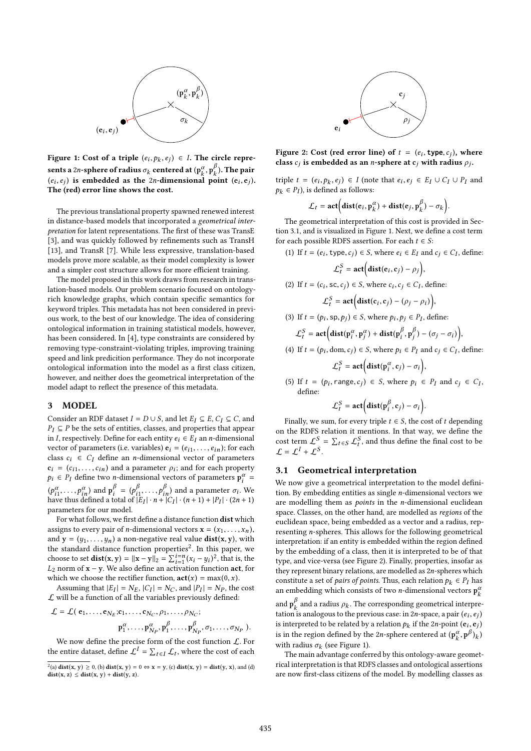Figure 1: Cost of a triple $(e_i, p_k, e_j) \in I$. The circle represents a $2n$-sphere of radius $\sigma_k$ centered at $(\mathbf{p}_k^\alpha, \mathbf{p}_k^\beta)$. The pair $(e_i, e_j)$ is embedded as the $2n$-dimensional point $(\mathbf{e}_i, \mathbf{e}_j)$. The (red) error line shows the cost.

The previous translational property spawned renewed interest in distance-based models that incorporated a *geometrical interpretation* for latent representations. The first of these was TransE [3], and was quickly followed by refinements such as TransH [13], and TransR [7]. While less expressive, translation-based models prove more scalable, as their model complexity is lower and a simpler cost structure allows for more efficient training.

The model proposed in this work draws from research in translation-based models. Our problem scenario focused on ontology-rich knowledge graphs, which contain specific semantics for keyword triples. This metadata has not been considered in previous work, to the best of our knowledge. The idea of considering ontological information in training statistical models, however, has been considered. In [4], type constraints are considered by removing type-constraint-violating triples, improving training speed and link predicition performance. They do not incorporate ontological information into the model as a first class citizen, however, and neither does the geometrical interpretation of the model adapt to reflect the presence of this metadata.

## 3 MODEL

Consider an RDF dataset $I = D \cup S$, and let $E_I \subseteq E$, $C_I \subseteq C$, and $P_I \subseteq P$ be the sets of entities, classes, and properties that appear in $I$, respectively. Define for each entity $e_i \in E_I$ an $n$-dimensional vector of parameters (i.e. variables) $\mathbf{e}_i = (e_{i1}, \dots, e_{in})$; for each class $c_i \in C_I$ define an $n$-dimensional vector of parameters $\mathbf{c}_i = (c_{i1}, \dots, c_{in})$ and a parameter $\rho_i$; and for each property $p_i \in P_I$ define two $n$-dimensional vectors of parameters $\mathbf{p}_i^\alpha = (p_{i1}^\alpha, \dots, p_{in}^\alpha)$ and $\mathbf{p}_i^\beta = (p_{i1}^\beta, \dots, p_{in}^\beta)$ and a parameter $\sigma_i$. We have thus defined a total of $|E_I| \cdot n + |C_I| \cdot (n+1) + |P_I| \cdot (2n+1)$ parameters for our model.

For what follows, we first define a distance function **dist** which assigns to every pair of $n$-dimensional vectors $\mathbf{x} = (x_1, \dots, x_n)$, and $\mathbf{y} = (y_1, \dots, y_n)$ a non-negative real value $\mathbf{dist}(\mathbf{x}, \mathbf{y})$, with the standard distance function properties[2]. In this paper, we choose to set $\mathbf{dist}(\mathbf{x}, \mathbf{y}) = \|\mathbf{x} - \mathbf{y}\|_2 = \sum_{i=1}^{i=n} (x_i - y_i)^2$, that is, the $L_2$ norm of $\mathbf{x} - \mathbf{y}$. We also define an activation function **act**, for which we choose the rectifier function, $\mathbf{act}(x) = \max(0, x)$.

Assuming that $|E_I| = N_E$, $|C_I| = N_C$, and $|P_I| = N_P$, the cost $\mathcal{L}$ will be a function of all the variables previously defined:

$$\mathcal{L} = \mathcal{L}(\, \mathbf{e}_1, \dots, \mathbf{e}_{N_E}; \mathbf{c}_1, \dots, \mathbf{c}_{N_C}, \rho_1, \dots, \rho_{N_C};$$
$$\mathbf{p}_1^\alpha, \dots, \mathbf{p}_{N_P}^\alpha, \mathbf{p}_1^\beta, \dots, \mathbf{p}_{N_P}^\beta, \sigma_1, \dots, \sigma_{N_P}\,).$$

We now define the precise form of the cost function $\mathcal{L}$. For the entire dataset, define $\mathcal{L}^I = \sum_{t \in I} \mathcal{L}_t$, where the cost of each triple $t = (e_i, p_k, e_j) \in I$ (note that $e_i, e_j \in E_I \cup C_I \cup P_I$ and $p_k \in P_I$), is defined as follows:

$$\mathcal{L}_t = \mathbf{act}\Big(\mathbf{dist}(\mathbf{e}_i, \mathbf{p}_k^\alpha) + \mathbf{dist}(\mathbf{e}_j, \mathbf{p}_k^\beta) - \sigma_k\Big).$$

[2](a) $\mathbf{dist}(\mathbf{x}, \mathbf{y}) \geq 0$, (b) $\mathbf{dist}(\mathbf{x}, \mathbf{y}) = 0 \Leftrightarrow \mathbf{x} = \mathbf{y}$, (c) $\mathbf{dist}(\mathbf{x}, \mathbf{y}) = \mathbf{dist}(\mathbf{y}, \mathbf{x})$, and (d) $\mathbf{dist}(\mathbf{x}, \mathbf{z}) \leq \mathbf{dist}(\mathbf{x}, \mathbf{y}) + \mathbf{dist}(\mathbf{y}, \mathbf{z})$.

Figure 2: Cost (red error line) of $t = (e_i, \texttt{type}, c_j)$, where class $c_j$ is embedded as an $n$-sphere at $\mathbf{c}_j$ with radius $\rho_j$.

The geometrical interpretation of this cost is provided in Section 3.1, and is visualized in Figure 1. Next, we define a cost term for each possible RDFS assertion. For each $t \in S$:

(1) If $t = (e_i, \mathsf{type}, c_j) \in S$, where $e_i \in E_I$ and $c_j \in C_I$, define:
$$\mathcal{L}_t^S = \mathbf{act}\Big(\mathbf{dist}(\mathbf{e}_i, \mathbf{c}_j) - \rho_j\Big),$$

(2) If $t = (c_i, \mathsf{sc}, c_j) \in S$, where $c_i, c_j \in C_I$, define:
$$\mathcal{L}_t^S = \mathbf{act}\Big(\mathbf{dist}(\mathbf{c}_i, \mathbf{c}_j) - (\rho_j - \rho_i)\Big),$$

(3) If $t = (p_i, \mathsf{sp}, p_j) \in S$, where $p_i, p_j \in P_I$, define:
$$\mathcal{L}_t^S = \mathbf{act}\Big(\mathbf{dist}(\mathbf{p}_i^\alpha, \mathbf{p}_j^\alpha) + \mathbf{dist}(\mathbf{p}_i^\beta, \mathbf{p}_j^\beta) - (\sigma_j - \sigma_i)\Big),$$

(4) If $t = (p_i, \mathsf{dom}, c_j) \in S$, where $p_i \in P_I$ and $c_j \in C_I$, define:
$$\mathcal{L}_t^S = \mathbf{act}\Big(\mathbf{dist}(\mathbf{p}_i^\alpha, \mathbf{c}_j) - \sigma_i\Big),$$

(5) If $t = (p_i, \mathsf{range}, c_j) \in S$, where $p_i \in P_I$ and $c_j \in C_I$, define:
$$\mathcal{L}_t^S = \mathbf{act}\Big(\mathbf{dist}(\mathbf{p}_i^\beta, \mathbf{c}_j) - \sigma_i\Big).$$

Finally, we sum, for every triple $t \in S$, the cost of $t$ depending on the RDFS relation it mentions. In that way, we define the cost term $\mathcal{L}^S = \sum_{t \in S} \mathcal{L}_t^S$, and thus define the final cost to be $\mathcal{L} = \mathcal{L}^I + \mathcal{L}^S$.

### 3.1 Geometrical interpretation

We now give a geometrical interpretation to the model definition. By embedding entities as single $n$-dimensional vectors we are modelling them as *points* in the $n$-dimensional euclidean space. Classes, on the other hand, are modelled as *regions* of the euclidean space, being embedded as a vector and a radius, representing $n$-spheres. This allows for the following geometrical interpretation: if an entity is embedded within the region defined by the embedding of a class, then it is interpreted to be of that type, and vice-versa (see Figure 2). Finally, properties, insofar as they represent binary relations, are modelled as $2n$-spheres which constitute a set of *pairs of points*. Thus, each relation $p_k \in P_I$ has an embedding which consists of two $n$-dimensional vectors $\mathbf{p}_k^\alpha$ and $\mathbf{p}_k^\beta$ and a radius $\rho_k$. The corresponding geometrical interpretation is analogous to the previous case: in $2n$-space, a pair $(e_i, e_j)$ is interpreted to be related by a relation $p_k$ if the $2n$-point $(\mathbf{e}_i, \mathbf{e}_j)$ is in the region defined by the $2n$-sphere centered at $(\mathbf{p}_k^\alpha, \mathbf{p}^\beta)_k)$ with radius $\sigma_k$ (see Figure 1).

The main advantage conferred by this ontology-aware geometrical interpretation is that RDFS classes and ontological assertions are now first-class citizens of the model. By modelling classes as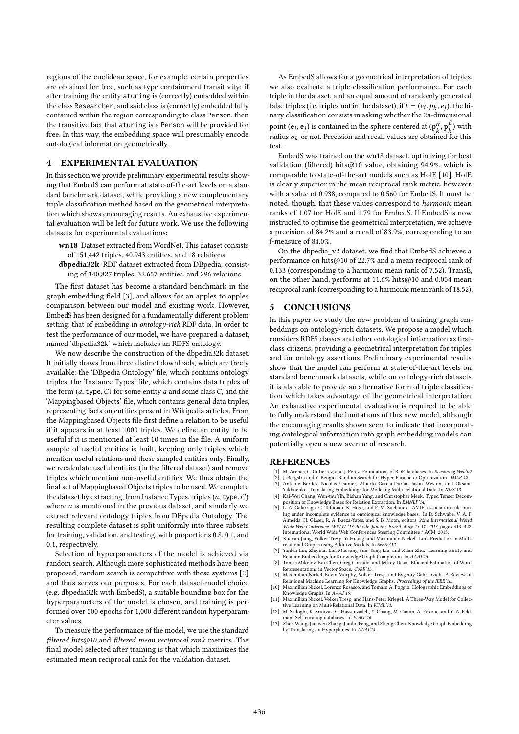regions of the euclidean space, for example, certain properties are obtained for free, such as type containment transitivity: if after training the entity `aturing` is (correctly) embedded within the class `Researcher`, and said class is (correctly) embedded fully contained within the region corresponding to class `Person`, then the transitive fact that `aturing` is a `Person` will be provided for free. In this way, the embedding space will presumably encode ontological information geometrically.

## 4 EXPERIMENTAL EVALUATION

In this section we provide preliminary experimental results showing that EmbedS can perform at state-of-the-art levels on a standard benchmark dataset, while providing a new complementary triple classification method based on the geometrical interpretation which shows encouraging results. An exhaustive experimental evaluation will be left for future work. We use the following datasets for experimental evaluations:

**wn18** Dataset extracted from WordNet. This dataset consists of 151,442 triples, 40,943 entities, and 18 relations.

**dbpedia32k** RDF dataset extracted from DBpedia, consisting of 340,827 triples, 32,657 entities, and 296 relations.

The first dataset has become a standard benchmark in the graph embedding field [3], and allows for an apples to apples comparison between our model and existing work. However, EmbedS has been designed for a fundamentally different problem setting: that of embedding in *ontology-rich* RDF data. In order to test the performance of our model, we have prepared a dataset, named 'dbpedia32k' which includes an RDFS ontology.

We now describe the construction of the dbpedia32k dataset. It initially draws from three distinct downloads, which are freely available: the 'DBpedia Ontology' file, which contains ontology triples, the 'Instance Types' file, which contains data triples of the form $(a, \texttt{type}, C)$ for some entity $a$ and some class $C$, and the 'Mappingbased Objects' file, which contains general data triples, representing facts on entities present in Wikipedia articles. From the Mappingbased Objects file first define a relation to be useful if it appears in at least 1000 triples. We define an entity to be useful if it is mentioned at least 10 times in the file. A uniform sample of useful entities is built, keeping only triples which mention useful relations and these sampled entities only. Finally, we recalculate useful entities (in the filtered dataset) and remove triples which mention non-useful entities. We thus obtain the final set of Mappingbased Objects triples to be used. We complete the dataset by extracting, from Instance Types, triples $(a, \texttt{type}, C)$ where $a$ is mentioned in the previous dataset, and similarly we extract relevant ontology triples from DBpedia Ontology. The resulting complete dataset is split uniformly into three subsets for training, validation, and testing, with proportions 0.8, 0.1, and 0.1, respectively.

Selection of hyperparameters of the model is achieved via random search. Although more sophisticated methods have been proposed, random search is competitive with these systems [2] and thus serves our purposes. For each dataset-model choice (e.g. dbpedia32k with EmbedS), a suitable bounding box for the hyperparameters of the model is chosen, and training is performed over 500 epochs for 1,000 different random hyperparameter values.

To measure the performance of the model, we use the standard *filtered hits@10* and *filtered mean reciprocal rank* metrics. The final model selected after training is that which maximizes the estimated mean reciprocal rank for the validation dataset.

As EmbedS allows for a geometrical interpretation of triples, we also evaluate a triple classification performance. For each triple in the dataset, and an equal amount of randomly generated false triples (i.e. triples not in the dataset), if $t = (e_i, p_k, e_j)$, the binary classification consists in asking whether the $2n$-dimensional point $(\mathbf{e}_i, \mathbf{e}_j)$ is contained in the sphere centered at $(\mathbf{p}_k^{\alpha}, \mathbf{p}_k^{\beta})$ with radius $\sigma_k$ or not. Precision and recall values are obtained for this test.

EmbedS was trained on the wn18 dataset, optimizing for best validation (filtered) hits@10 value, obtaining 94.9%, which is comparable to state-of-the-art models such as HolE [10]. HolE is clearly superior in the mean reciprocal rank metric, however, with a value of 0.938, compared to 0.560 for EmbedS. It must be noted, though, that these values correspond to *harmonic* mean ranks of 1.07 for HolE and 1.79 for EmbedS. If EmbedS is now instructed to optimise the geometrical interpretation, we achieve a precision of 84.2% and a recall of 83.9%, corresponding to an f-measure of 84.0%.

On the dbpedia_v2 dataset, we find that EmbedS achieves a performance on hits@10 of 22.7% and a mean reciprocal rank of 0.133 (corresponding to a harmonic mean rank of 7.52). TransE, on the other hand, performs at 11.6% hits@10 and 0.054 mean reciprocal rank (corresponding to a harmonic mean rank of 18.52).

## 5 CONCLUSIONS

In this paper we study the new problem of training graph embeddings on ontology-rich datasets. We propose a model which considers RDFS classes and other ontological information as first-class citizens, providing a geometrical interpretation for triples and for ontology assertions. Preliminary experimental results show that the model can perform at state-of-the-art levels on standard benchmark datasets, while on ontology-rich datasets it is also able to provide an alternative form of triple classification which takes advantage of the geometrical interpretation. An exhaustive experimental evaluation is required to be able to fully understand the limitations of this new model, although the encouraging results shown seem to indicate that incorporating ontological information into graph embedding models can potentially open a new avenue of research.

## REFERENCES

[1] M. Arenas, C. Gutierrez, and J. Pérez. Foundations of RDF databases. In *Reasoning Web'09*.

[2] J. Bergstra and Y. Bengio. Random Search for Hyper-Parameter Optimization. *JMLR'12*.

[3] Antoine Bordes, Nicolas Usunier, Alberto García-Durán, Jason Weston, and Oksana Yakhnenko. Translating Embeddings for Modeling Multi-relational Data. In *NIPS'13*.

[4] Kai-Wei Chang, Wen-tau Yih, Bishan Yang, and Christopher Meek. Typed Tensor Decomposition of Knowledge Bases for Relation Extraction. In *EMNLP'14*.

[5] L. A. Galárraga, C. Teflioudi, K. Hose, and F. M. Suchanek. AMIE: association rule mining under incomplete evidence in ontological knowledge bases. In D. Schwabe, V. A. F. Almeida, H. Glaser, R. A. Baeza-Yates, and S. B. Moon, editors, *22nd International World Wide Web Conference, WWW '13, Rio de Janeiro, Brazil, May 13-17, 2013*, pages 413–422. International World Wide Web Conferences Steering Committee / ACM, 2013.

[6] Xueyan Jiang, Volker Tresp, Yi Huang, and Maximilian Nickel. Link Prediction in Multi-relational Graphs using Additive Models. In *SeRSy'12*.

[7] Yankai Lin, Zhiyuan Liu, Maosong Sun, Yang Liu, and Xuan Zhu. Learning Entity and Relation Embeddings for Knowledge Graph Completion. In *AAAI'15*.

[8] Tomas Mikolov, Kai Chen, Greg Corrado, and Jeffrey Dean. Efficient Estimation of Word Representations in Vector Space. *CoRR'13*.

[9] Maximilian Nickel, Kevin Murphy, Volker Tresp, and Evgeniy Gabrilovich. A Review of Relational Machine Learning for Knowledge Graphs. *Proceedings of the IEEE'16*.

[10] Maximilian Nickel, Lorenzo Rosasco, and Tomaso A. Poggio. Holographic Embeddings of Knowledge Graphs. In *AAAI'16*.

[11] Maximilian Nickel, Volker Tresp, and Hans-Peter Kriegel. A Three-Way Model for Collective Learning on Multi-Relational Data. In *ICML'11*.

[12] M. Sadoghi, K. Srinivas, O. Hassanzadeh, Y. Chang, M. Canim, A. Fokoue, and Y. A. Feldman. Self-curating databases. In *EDBT'16*.

[13] Zhen Wang, Jianwen Zhang, Jianlin Feng, and Zheng Chen. Knowledge Graph Embedding by Translating on Hyperplanes. In *AAAI'14*.